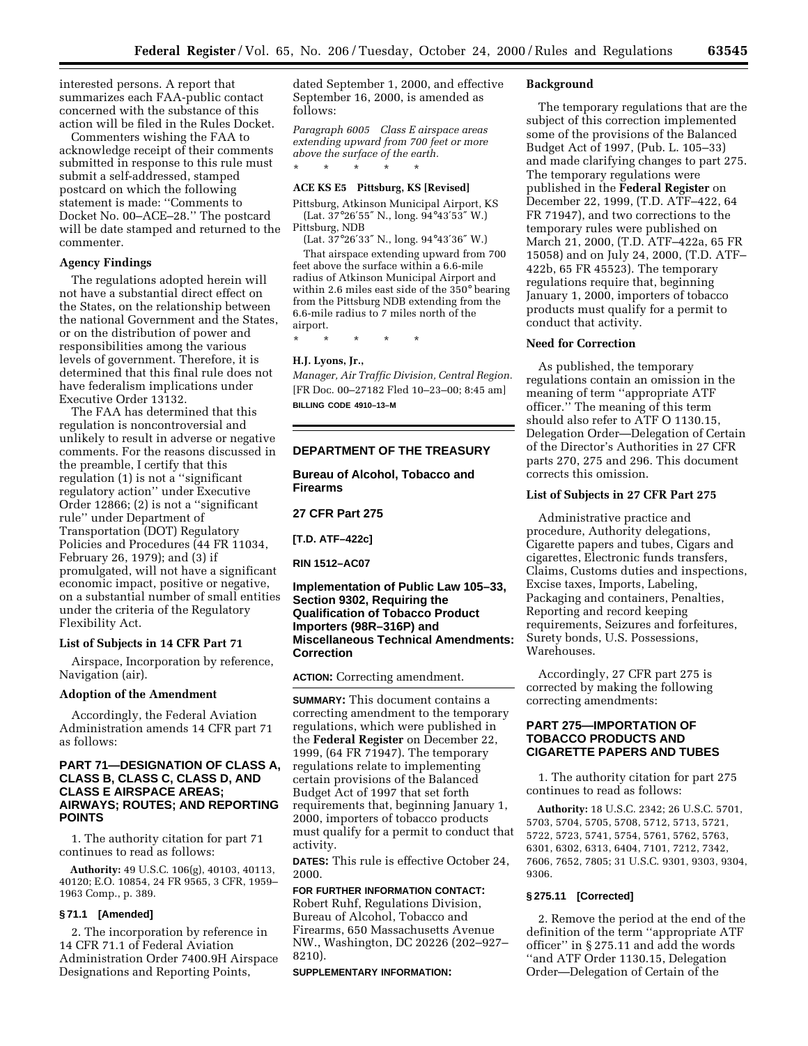interested persons. A report that summarizes each FAA-public contact concerned with the substance of this action will be filed in the Rules Docket.

Commenters wishing the FAA to acknowledge receipt of their comments submitted in response to this rule must submit a self-addressed, stamped postcard on which the following statement is made: ''Comments to Docket No. 00–ACE–28.'' The postcard will be date stamped and returned to the commenter.

### Agency Findings

The regulations adopted herein will not have a substantial direct effect on the States, on the relationship between the national Government and the States, or on the distribution of power and responsibilities among the various levels of government. Therefore, it is determined that this final rule does not have federalism implications under Executive Order 13132.

The FAA has determined that this regulation is noncontroversial and unlikely to result in adverse or negative comments. For the reasons discussed in the preamble, I certify that this regulation (1) is not a ''significant regulatory action'' under Executive Order 12866; (2) is not a ''significant rule'' under Department of Transportation (DOT) Regulatory Policies and Procedures (44 FR 11034, February 26, 1979); and (3) if promulgated, will not have a significant economic impact, positive or negative, on a substantial number of small entities under the criteria of the Regulatory Flexibility Act.

### List of Subjects in 14 CFR Part 71

Airspace, Incorporation by reference, Navigation (air).

### Adoption of the Amendment

Accordingly, the Federal Aviation Administration amends 14 CFR part 71 as follows:

## PART 71—DESIGNATION OF CLASS A, CLASS B, CLASS C, CLASS D, AND CLASS E AIRSPACE AREAS; AIRWAYS; ROUTES; AND REPORTING POINTS

1. The authority citation for part 71 continues to read as follows:

**Authority:** 49 U.S.C. 106(g), 40103, 40113, 40120; E.O. 10854, 24 FR 9565, 3 CFR, 1959–1963 Comp., p. 389.

### § 71.1 [Amended]

2. The incorporation by reference in 14 CFR 71.1 of Federal Aviation Administration Order 7400.9H Airspace Designations and Reporting Points, dated September 1, 2000, and effective September 16, 2000, is amended as follows:

*Paragraph 6005 Class E airspace areas extending upward from 700 feet or more above the surface of the earth.*

\* \* \* \* \*

**ACE KS E5 Pittsburg, KS [Revised]**

Pittsburg, Atkinson Municipal Airport, KS
(Lat. 37°26′55″ N., long. 94°43′53″ W.)
Pittsburg, NDB
(Lat. 37°26′33″ N., long. 94°43′36″ W.)

That airspace extending upward from 700 feet above the surface within a 6.6-mile radius of Atkinson Municipal Airport and within 2.6 miles east side of the 350° bearing from the Pittsburg NDB extending from the 6.6-mile radius to 7 miles north of the airport.

\* \* \* \* \*

**H.J. Lyons, Jr.,**

*Manager, Air Traffic Division, Central Region.*

[FR Doc. 00–27182 Fled 10–23–00; 8:45 am]

**BILLING CODE 4910–13–M**

---

## DEPARTMENT OF THE TREASURY

## Bureau of Alcohol, Tobacco and Firearms

## 27 CFR Part 275

**[T.D. ATF–422c]**

**RIN 1512–AC07**

## Implementation of Public Law 105–33, Section 9302, Requiring the Qualification of Tobacco Product Importers (98R–316P) and Miscellaneous Technical Amendments: Correction

**ACTION:** Correcting amendment.

**SUMMARY:** This document contains a correcting amendment to the temporary regulations, which were published in the **Federal Register** on December 22, 1999, (64 FR 71947). The temporary regulations relate to implementing certain provisions of the Balanced Budget Act of 1997 that set forth requirements that, beginning January 1, 2000, importers of tobacco products must qualify for a permit to conduct that activity.

**DATES:** This rule is effective October 24, 2000.

**FOR FURTHER INFORMATION CONTACT:** Robert Ruhf, Regulations Division, Bureau of Alcohol, Tobacco and Firearms, 650 Massachusetts Avenue NW., Washington, DC 20226 (202–927–8210).

**SUPPLEMENTARY INFORMATION:**

### Background

The temporary regulations that are the subject of this correction implemented some of the provisions of the Balanced Budget Act of 1997, (Pub. L. 105–33) and made clarifying changes to part 275. The temporary regulations were published in the **Federal Register** on December 22, 1999, (T.D. ATF–422, 64 FR 71947), and two corrections to the temporary rules were published on March 21, 2000, (T.D. ATF–422a, 65 FR 15058) and on July 24, 2000, (T.D. ATF–422b, 65 FR 45523). The temporary regulations require that, beginning January 1, 2000, importers of tobacco products must qualify for a permit to conduct that activity.

### Need for Correction

As published, the temporary regulations contain an omission in the meaning of term ''appropriate ATF officer.'' The meaning of this term should also refer to ATF O 1130.15, Delegation Order—Delegation of Certain of the Director's Authorities in 27 CFR parts 270, 275 and 296. This document corrects this omission.

### List of Subjects in 27 CFR Part 275

Administrative practice and procedure, Authority delegations, Cigarette papers and tubes, Cigars and cigarettes, Electronic funds transfers, Claims, Customs duties and inspections, Excise taxes, Imports, Labeling, Packaging and containers, Penalties, Reporting and record keeping requirements, Seizures and forfeitures, Surety bonds, U.S. Possessions, Warehouses.

Accordingly, 27 CFR part 275 is corrected by making the following correcting amendments:

## PART 275—IMPORTATION OF TOBACCO PRODUCTS AND CIGARETTE PAPERS AND TUBES

1. The authority citation for part 275 continues to read as follows:

**Authority:** 18 U.S.C. 2342; 26 U.S.C. 5701, 5703, 5704, 5705, 5708, 5712, 5713, 5721, 5722, 5723, 5741, 5754, 5761, 5762, 5763, 6301, 6302, 6313, 6404, 7101, 7212, 7342, 7606, 7652, 7805; 31 U.S.C. 9301, 9303, 9304, 9306.

### § 275.11 [Corrected]

2. Remove the period at the end of the definition of the term ''appropriate ATF officer'' in § 275.11 and add the words ''and ATF Order 1130.15, Delegation Order—Delegation of Certain of the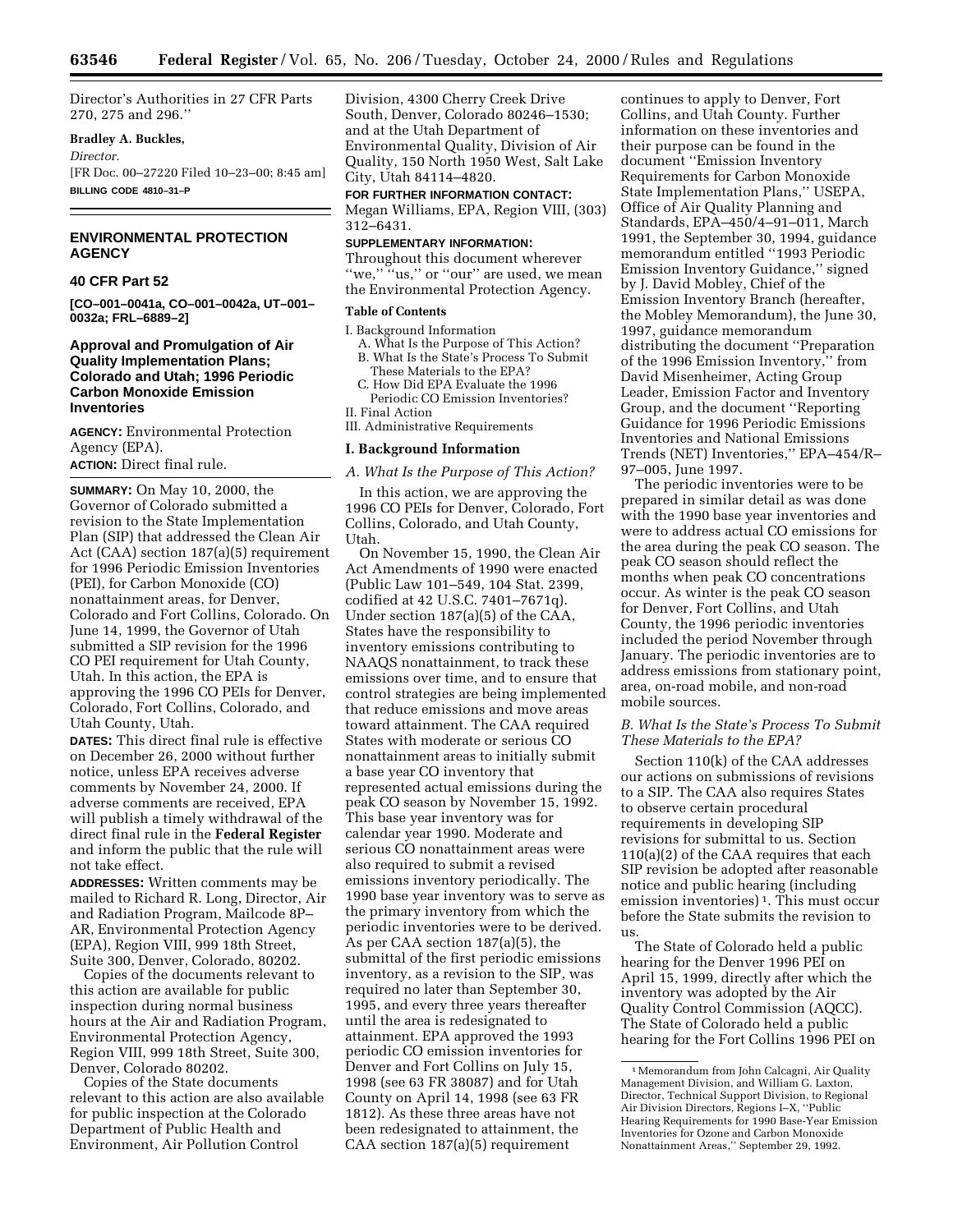Director's Authorities in 27 CFR Parts 270, 275 and 296.''

**Bradley A. Buckles,**

*Director.*

[FR Doc. 00–27220 Filed 10–23–00; 8:45 am]

**BILLING CODE 4810–31–P**

---

## ENVIRONMENTAL PROTECTION AGENCY

### 40 CFR Part 52

**[CO–001–0041a, CO–001–0042a, UT–001–0032a; FRL–6889–2]**

### Approval and Promulgation of Air Quality Implementation Plans; Colorado and Utah; 1996 Periodic Carbon Monoxide Emission Inventories

**AGENCY:** Environmental Protection Agency (EPA).

**ACTION:** Direct final rule.

**SUMMARY:** On May 10, 2000, the Governor of Colorado submitted a revision to the State Implementation Plan (SIP) that addressed the Clean Air Act (CAA) section 187(a)(5) requirement for 1996 Periodic Emission Inventories (PEI), for Carbon Monoxide (CO) nonattainment areas, for Denver, Colorado and Fort Collins, Colorado. On June 14, 1999, the Governor of Utah submitted a SIP revision for the 1996 CO PEI requirement for Utah County, Utah. In this action, the EPA is approving the 1996 CO PEIs for Denver, Colorado, Fort Collins, Colorado, and Utah County, Utah.

**DATES:** This direct final rule is effective on December 26, 2000 without further notice, unless EPA receives adverse comments by November 24, 2000. If adverse comments are received, EPA will publish a timely withdrawal of the direct final rule in the **Federal Register** and inform the public that the rule will not take effect.

**ADDRESSES:** Written comments may be mailed to Richard R. Long, Director, Air and Radiation Program, Mailcode 8P–AR, Environmental Protection Agency (EPA), Region VIII, 999 18th Street, Suite 300, Denver, Colorado, 80202.

Copies of the documents relevant to this action are available for public inspection during normal business hours at the Air and Radiation Program, Environmental Protection Agency, Region VIII, 999 18th Street, Suite 300, Denver, Colorado 80202.

Copies of the State documents relevant to this action are also available for public inspection at the Colorado Department of Public Health and Environment, Air Pollution Control Division, 4300 Cherry Creek Drive South, Denver, Colorado 80246–1530; and at the Utah Department of Environmental Quality, Division of Air Quality, 150 North 1950 West, Salt Lake City, Utah 84114–4820.

**FOR FURTHER INFORMATION CONTACT:** Megan Williams, EPA, Region VIII, (303) 312–6431.

**SUPPLEMENTARY INFORMATION:** Throughout this document wherever ''we,'' ''us,'' or ''our'' are used, we mean the Environmental Protection Agency.

**Table of Contents**

- I. Background Information
  - A. What Is the Purpose of This Action?
  - B. What Is the State's Process To Submit These Materials to the EPA?
  - C. How Did EPA Evaluate the 1996 Periodic CO Emission Inventories?
- II. Final Action
- III. Administrative Requirements

#### I. Background Information

*A. What Is the Purpose of This Action?*

In this action, we are approving the 1996 CO PEIs for Denver, Colorado, Fort Collins, Colorado, and Utah County, Utah.

On November 15, 1990, the Clean Air Act Amendments of 1990 were enacted (Public Law 101–549, 104 Stat. 2399, codified at 42 U.S.C. 7401–7671q). Under section 187(a)(5) of the CAA, States have the responsibility to inventory emissions contributing to NAAQS nonattainment, to track these emissions over time, and to ensure that control strategies are being implemented that reduce emissions and move areas toward attainment. The CAA required States with moderate or serious CO nonattainment areas to initially submit a base year CO inventory that represented actual emissions during the peak CO season by November 15, 1992. This base year inventory was for calendar year 1990. Moderate and serious CO nonattainment areas were also required to submit a revised emissions inventory periodically. The 1990 base year inventory was to serve as the primary inventory from which the periodic inventories were to be derived. As per CAA section 187(a)(5), the submittal of the first periodic emissions inventory, as a revision to the SIP, was required no later than September 30, 1995, and every three years thereafter until the area is redesignated to attainment. EPA approved the 1993 periodic CO emission inventories for Denver and Fort Collins on July 15, 1998 (see 63 FR 38087) and for Utah County on April 14, 1998 (see 63 FR 1812). As these three areas have not been redesignated to attainment, the CAA section 187(a)(5) requirement continues to apply to Denver, Fort Collins, and Utah County. Further information on these inventories and their purpose can be found in the document ''Emission Inventory Requirements for Carbon Monoxide State Implementation Plans,'' USEPA, Office of Air Quality Planning and Standards, EPA–450/4–91–011, March 1991, the September 30, 1994, guidance memorandum entitled ''1993 Periodic Emission Inventory Guidance,'' signed by J. David Mobley, Chief of the Emission Inventory Branch (hereafter, the Mobley Memorandum), the June 30, 1997, guidance memorandum distributing the document ''Preparation of the 1996 Emission Inventory,'' from David Misenheimer, Acting Group Leader, Emission Factor and Inventory Group, and the document ''Reporting Guidance for 1996 Periodic Emissions Inventories and National Emissions Trends (NET) Inventories,'' EPA–454/R–97–005, June 1997.

The periodic inventories were to be prepared in similar detail as was done with the 1990 base year inventories and were to address actual CO emissions for the area during the peak CO season. The peak CO season should reflect the months when peak CO concentrations occur. As winter is the peak CO season for Denver, Fort Collins, and Utah County, the 1996 periodic inventories included the period November through January. The periodic inventories are to address emissions from stationary point, area, on-road mobile, and non-road mobile sources.

*B. What Is the State's Process To Submit These Materials to the EPA?*

Section 110(k) of the CAA addresses our actions on submissions of revisions to a SIP. The CAA also requires States to observe certain procedural requirements in developing SIP revisions for submittal to us. Section 110(a)(2) of the CAA requires that each SIP revision be adopted after reasonable notice and public hearing (including emission inventories) [1]. This must occur before the State submits the revision to us.

The State of Colorado held a public hearing for the Denver 1996 PEI on April 15, 1999, directly after which the inventory was adopted by the Air Quality Control Commission (AQCC). The State of Colorado held a public hearing for the Fort Collins 1996 PEI on

---

[1] Memorandum from John Calcagni, Air Quality Management Division, and William G. Laxton, Director, Technical Support Division, to Regional Air Division Directors, Regions I–X, ''Public Hearing Requirements for 1990 Base-Year Emission Inventories for Ozone and Carbon Monoxide Nonattainment Areas,'' September 29, 1992.